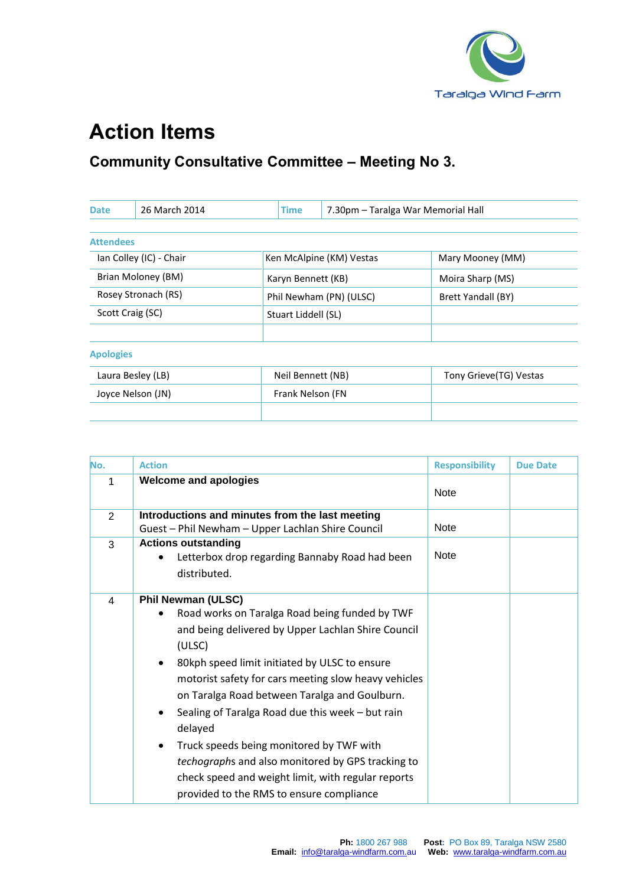Taralga Wind Farm

# Action Items

## Community Consultative Committee – Meeting No 3.

| Date | 26 March 2014 | Time | 7.30pm – Taralga War Memorial Hall |
|---|---|---|---|

**Attendees**

| | | |
|---|---|---|
| Ian Colley (IC) - Chair | Ken McAlpine (KM) Vestas | Mary Mooney (MM) |
| Brian Moloney (BM) | Karyn Bennett (KB) | Moira Sharp (MS) |
| Rosey Stronach (RS) | Phil Newham (PN) (ULSC) | Brett Yandall (BY) |
| Scott Craig (SC) | Stuart Liddell (SL) | |
| | | |

**Apologies**

| | | |
|---|---|---|
| Laura Besley (LB) | Neil Bennett (NB) | Tony Grieve(TG) Vestas |
| Joyce Nelson (JN) | Frank Nelson (FN | |
| | | |

| No. | Action | Responsibility | Due Date |
|---|---|---|---|
| 1 | **Welcome and apologies** | Note | |
| 2 | **Introductions and minutes from the last meeting**<br>Guest – Phil Newham – Upper Lachlan Shire Council | Note | |
| 3 | **Actions outstanding**<br>• Letterbox drop regarding Bannaby Road had been distributed. | Note | |
| 4 | **Phil Newman (ULSC)**<br>• Road works on Taralga Road being funded by TWF and being delivered by Upper Lachlan Shire Council (ULSC)<br>• 80kph speed limit initiated by ULSC to ensure motorist safety for cars meeting slow heavy vehicles on Taralga Road between Taralga and Goulburn.<br>• Sealing of Taralga Road due this week – but rain delayed<br>• Truck speeds being monitored by TWF with *techographs* and also monitored by GPS tracking to check speed and weight limit, with regular reports provided to the RMS to ensure compliance | | |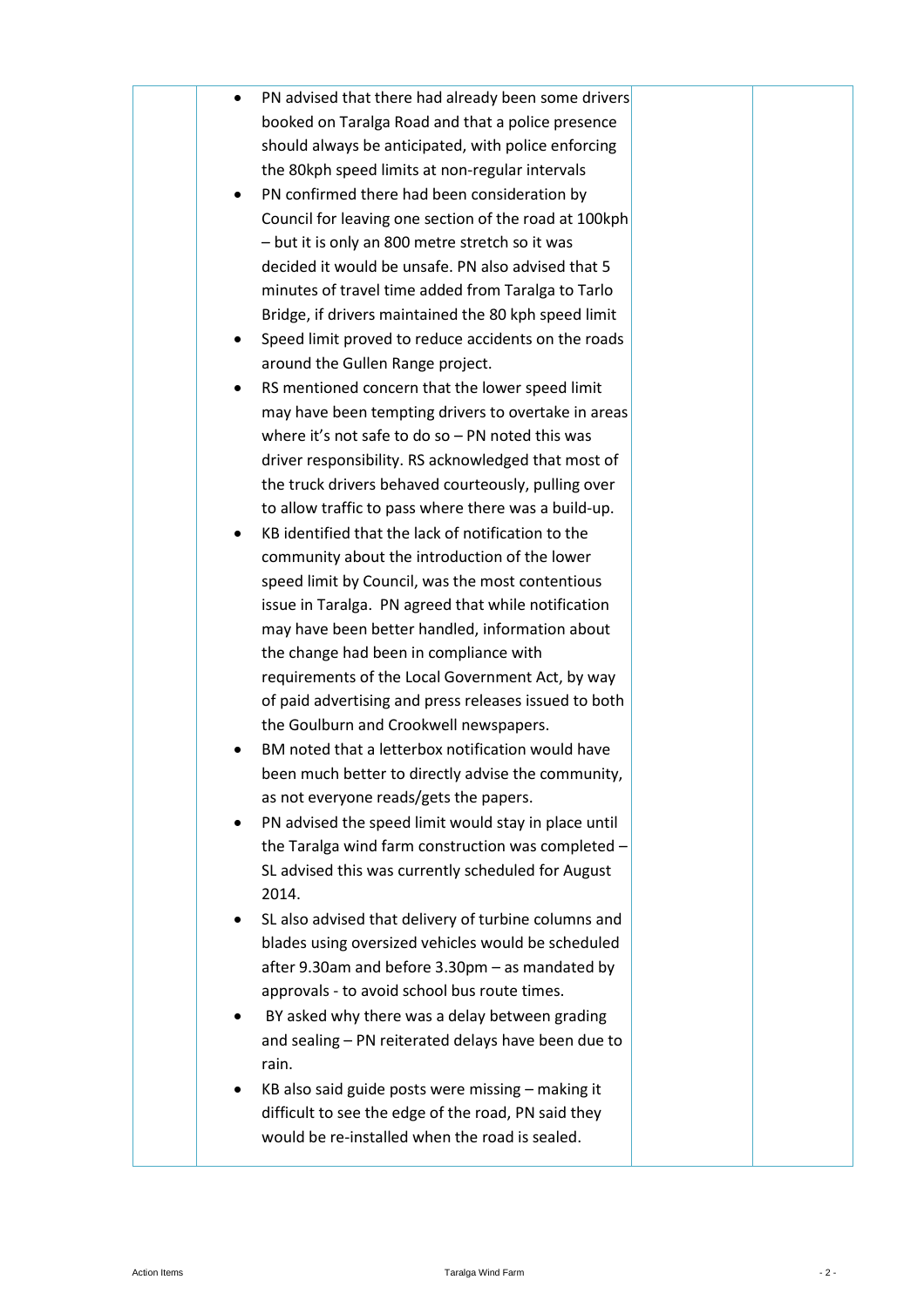| | | | |
|---|---|---|---|
| | • PN advised that there had already been some drivers booked on Taralga Road and that a police presence should always be anticipated, with police enforcing the 80kph speed limits at non-regular intervals<br>• PN confirmed there had been consideration by Council for leaving one section of the road at 100kph – but it is only an 800 metre stretch so it was decided it would be unsafe. PN also advised that 5 minutes of travel time added from Taralga to Tarlo Bridge, if drivers maintained the 80 kph speed limit<br>• Speed limit proved to reduce accidents on the roads around the Gullen Range project.<br>• RS mentioned concern that the lower speed limit may have been tempting drivers to overtake in areas where it's not safe to do so – PN noted this was driver responsibility. RS acknowledged that most of the truck drivers behaved courteously, pulling over to allow traffic to pass where there was a build-up.<br>• KB identified that the lack of notification to the community about the introduction of the lower speed limit by Council, was the most contentious issue in Taralga. PN agreed that while notification may have been better handled, information about the change had been in compliance with requirements of the Local Government Act, by way of paid advertising and press releases issued to both the Goulburn and Crookwell newspapers.<br>• BM noted that a letterbox notification would have been much better to directly advise the community, as not everyone reads/gets the papers.<br>• PN advised the speed limit would stay in place until the Taralga wind farm construction was completed – SL advised this was currently scheduled for August 2014.<br>• SL also advised that delivery of turbine columns and blades using oversized vehicles would be scheduled after 9.30am and before 3.30pm – as mandated by approvals - to avoid school bus route times.<br>• BY asked why there was a delay between grading and sealing – PN reiterated delays have been due to rain.<br>• KB also said guide posts were missing – making it difficult to see the edge of the road, PN said they would be re-installed when the road is sealed. | | |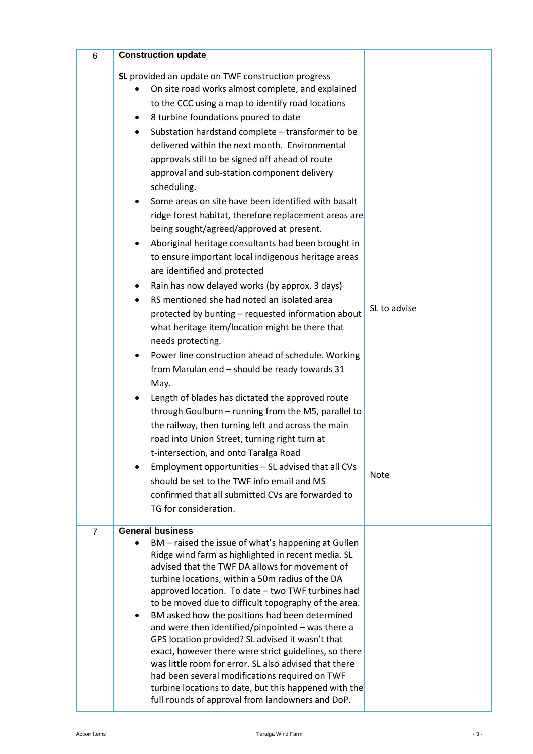| 6 | **Construction update**<br><br>**SL** provided an update on TWF construction progress<br>• On site road works almost complete, and explained to the CCC using a map to identify road locations<br>• 8 turbine foundations poured to date<br>• Substation hardstand complete – transformer to be delivered within the next month. Environmental approvals still to be signed off ahead of route approval and sub-station component delivery scheduling.<br>• Some areas on site have been identified with basalt ridge forest habitat, therefore replacement areas are being sought/agreed/approved at present.<br>• Aboriginal heritage consultants had been brought in to ensure important local indigenous heritage areas are identified and protected<br>• Rain has now delayed works (by approx. 3 days)<br>• RS mentioned she had noted an isolated area protected by bunting – requested information about what heritage item/location might be there that needs protecting.<br>• Power line construction ahead of schedule. Working from Marulan end – should be ready towards 31 May.<br>• Length of blades has dictated the approved route through Goulburn – running from the M5, parallel to the railway, then turning left and across the main road into Union Street, turning right turn at t-intersection, and onto Taralga Road<br>• Employment opportunities – SL advised that all CVs should be set to the TWF info email and MS confirmed that all submitted CVs are forwarded to TG for consideration. | SL to advise<br><br>Note | |
|---|---|---|---|
| 7 | **General business**<br>• BM – raised the issue of what's happening at Gullen Ridge wind farm as highlighted in recent media. SL advised that the TWF DA allows for movement of turbine locations, within a 50m radius of the DA approved location. To date – two TWF turbines had to be moved due to difficult topography of the area.<br>• BM asked how the positions had been determined and were then identified/pinpointed – was there a GPS location provided? SL advised it wasn't that exact, however there were strict guidelines, so there was little room for error. SL also advised that there had been several modifications required on TWF turbine locations to date, but this happened with the full rounds of approval from landowners and DoP. | | |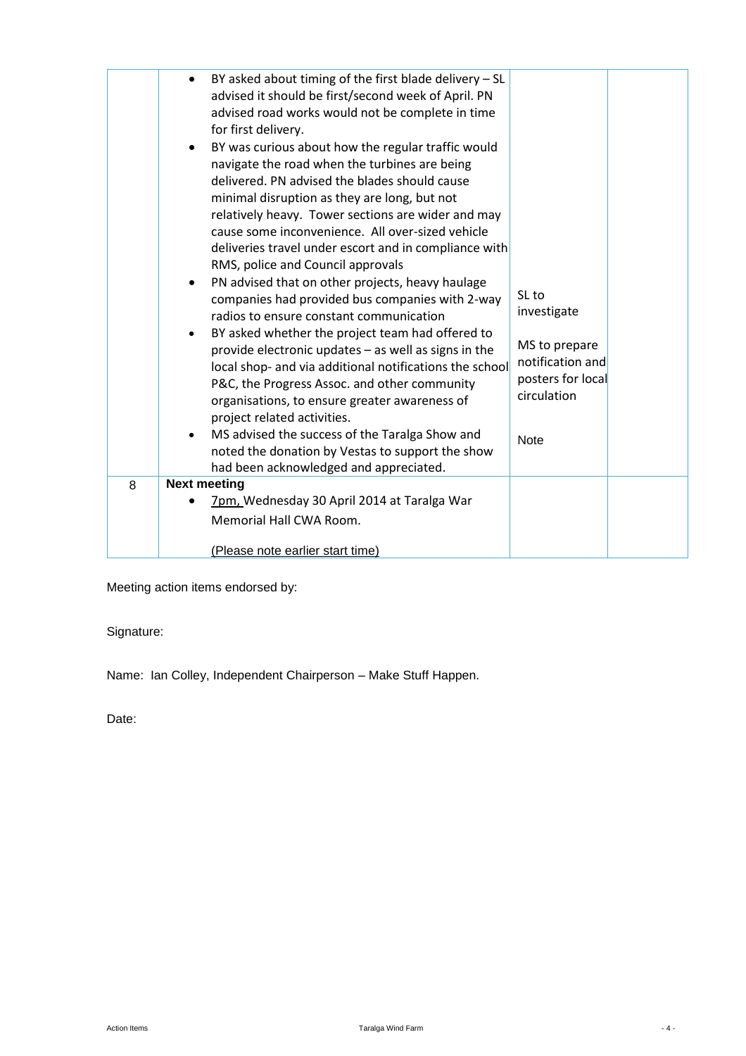| | | | |
|---|---|---|---|
| | • BY asked about timing of the first blade delivery – SL advised it should be first/second week of April. PN advised road works would not be complete in time for first delivery.<br>• BY was curious about how the regular traffic would navigate the road when the turbines are being delivered. PN advised the blades should cause minimal disruption as they are long, but not relatively heavy. Tower sections are wider and may cause some inconvenience. All over-sized vehicle deliveries travel under escort and in compliance with RMS, police and Council approvals<br>• PN advised that on other projects, heavy haulage companies had provided bus companies with 2-way radios to ensure constant communication<br>• BY asked whether the project team had offered to provide electronic updates – as well as signs in the local shop- and via additional notifications the school P&C, the Progress Assoc. and other community organisations, to ensure greater awareness of project related activities.<br>• MS advised the success of the Taralga Show and noted the donation by Vestas to support the show had been acknowledged and appreciated. | SL to investigate<br><br>MS to prepare notification and posters for local circulation<br><br>Note | |
| 8 | **Next meeting**<br>• 7pm, Wednesday 30 April 2014 at Taralga War Memorial Hall CWA Room.<br><br>(Please note earlier start time) | | |

Meeting action items endorsed by:

Signature:

Name: Ian Colley, Independent Chairperson – Make Stuff Happen.

Date: